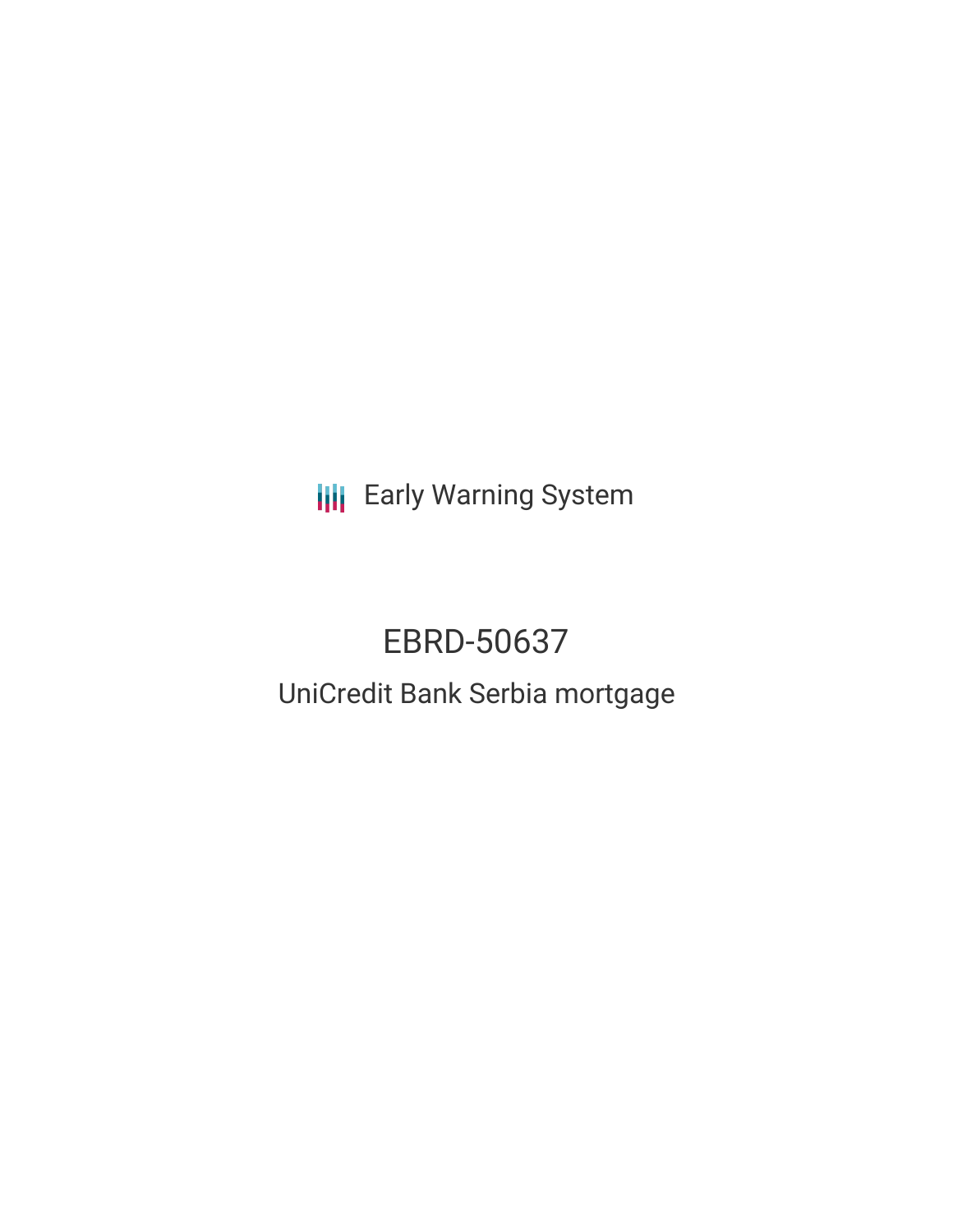Early Warning System

# EBRD-50637

## UniCredit Bank Serbia mortgage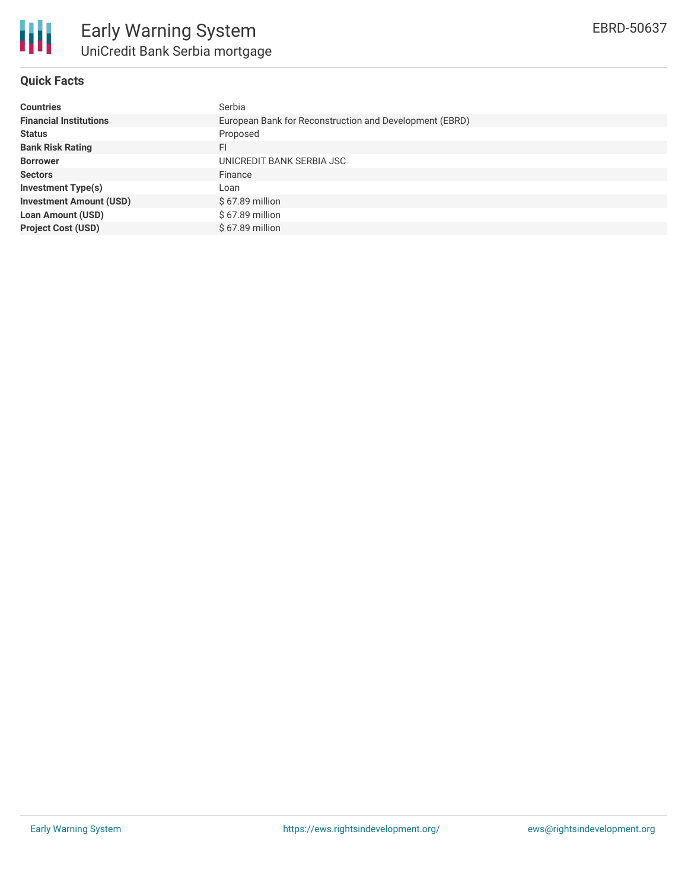# Early Warning System

## UniCredit Bank Serbia mortgage

EBRD-50637

### Quick Facts

| | |
|---|---|
| **Countries** | Serbia |
| **Financial Institutions** | European Bank for Reconstruction and Development (EBRD) |
| **Status** | Proposed |
| **Bank Risk Rating** | FI |
| **Borrower** | UNICREDIT BANK SERBIA JSC |
| **Sectors** | Finance |
| **Investment Type(s)** | Loan |
| **Investment Amount (USD)** | $ 67.89 million |
| **Loan Amount (USD)** | $ 67.89 million |
| **Project Cost (USD)** | $ 67.89 million |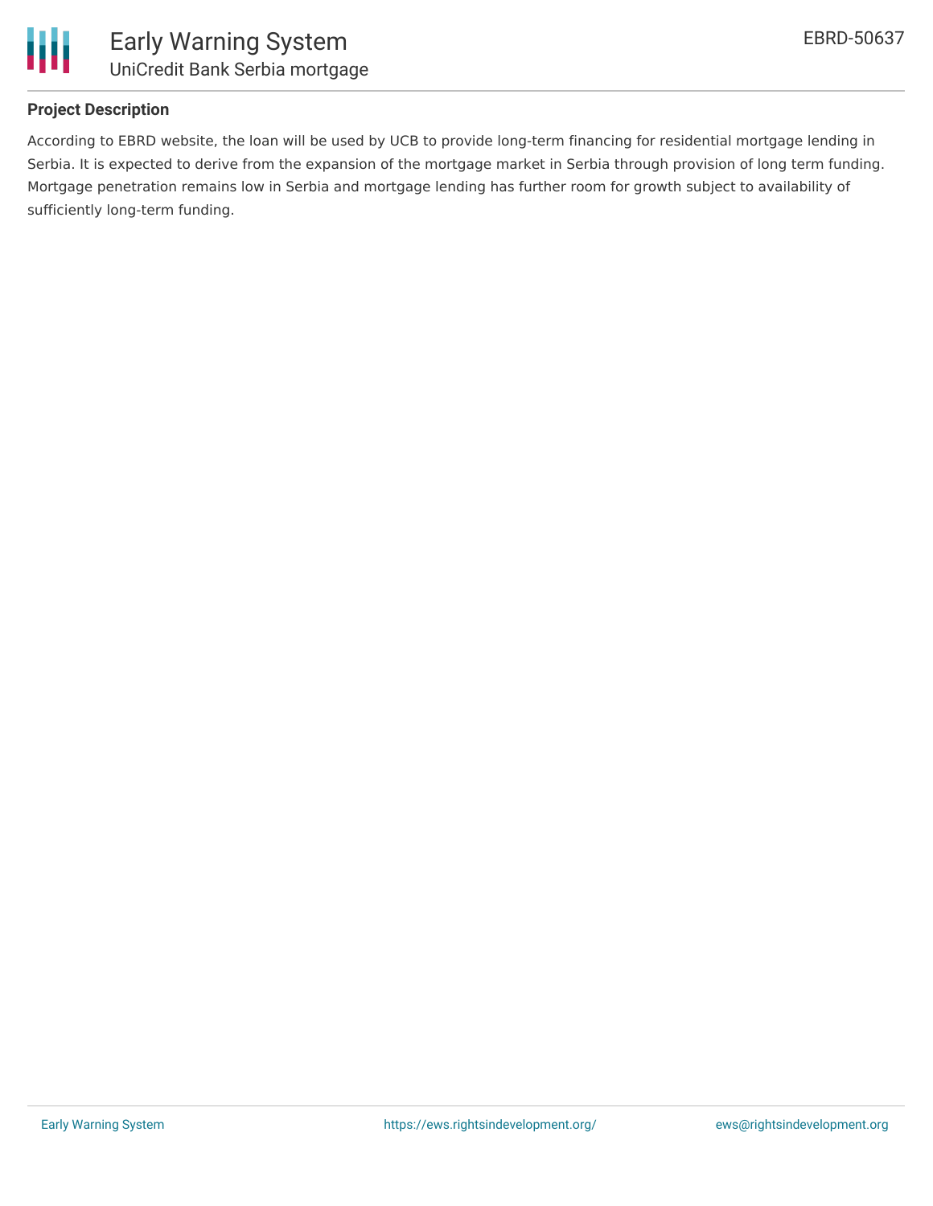### Project Description

According to EBRD website, the loan will be used by UCB to provide long-term financing for residential mortgage lending in Serbia. It is expected to derive from the expansion of the mortgage market in Serbia through provision of long term funding. Mortgage penetration remains low in Serbia and mortgage lending has further room for growth subject to availability of sufficiently long-term funding.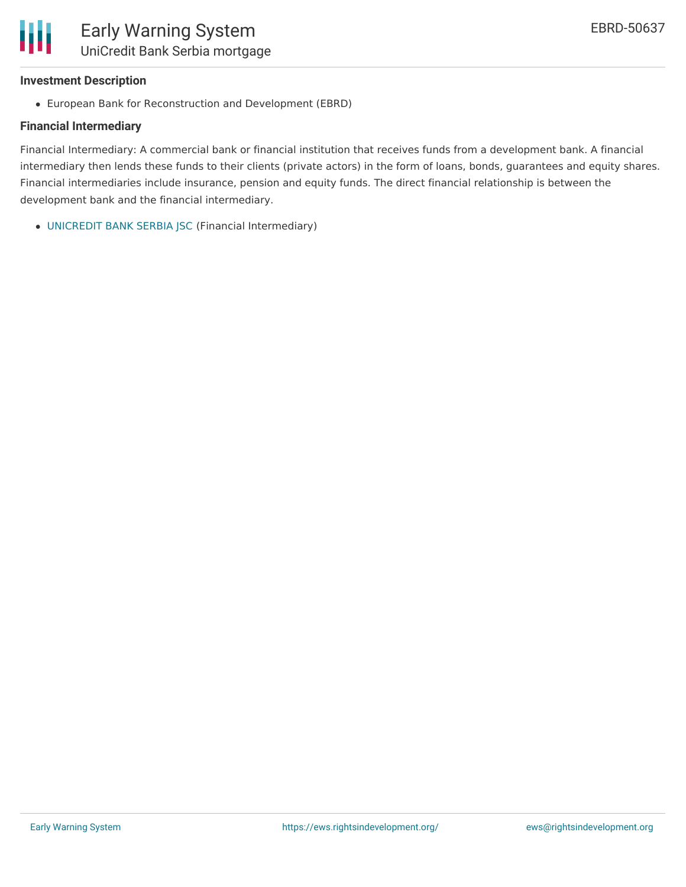### Investment Description

- European Bank for Reconstruction and Development (EBRD)

### Financial Intermediary

Financial Intermediary: A commercial bank or financial institution that receives funds from a development bank. A financial intermediary then lends these funds to their clients (private actors) in the form of loans, bonds, guarantees and equity shares. Financial intermediaries include insurance, pension and equity funds. The direct financial relationship is between the development bank and the financial intermediary.

- UNICREDIT BANK SERBIA JSC (Financial Intermediary)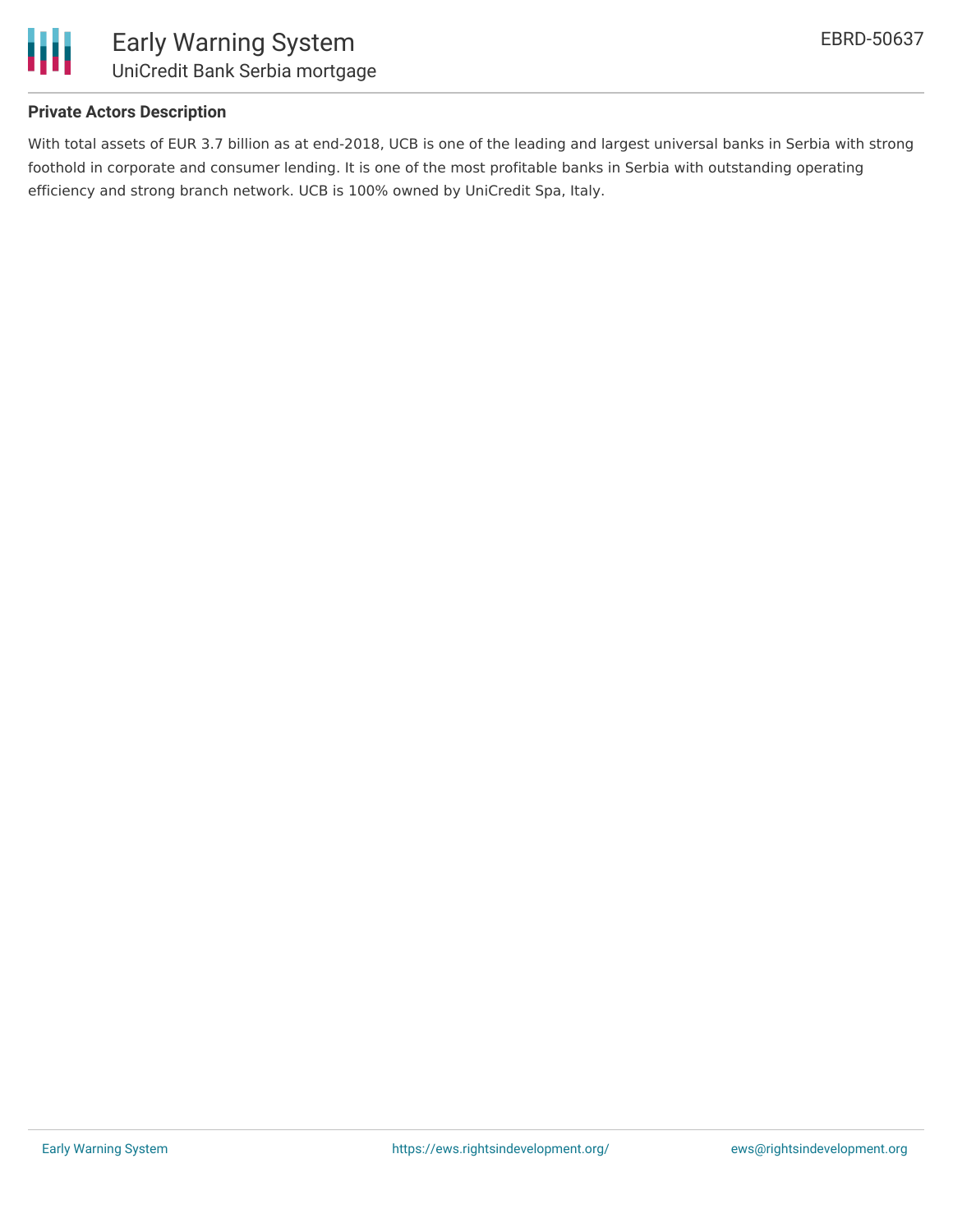### Private Actors Description

With total assets of EUR 3.7 billion as at end-2018, UCB is one of the leading and largest universal banks in Serbia with strong foothold in corporate and consumer lending. It is one of the most profitable banks in Serbia with outstanding operating efficiency and strong branch network. UCB is 100% owned by UniCredit Spa, Italy.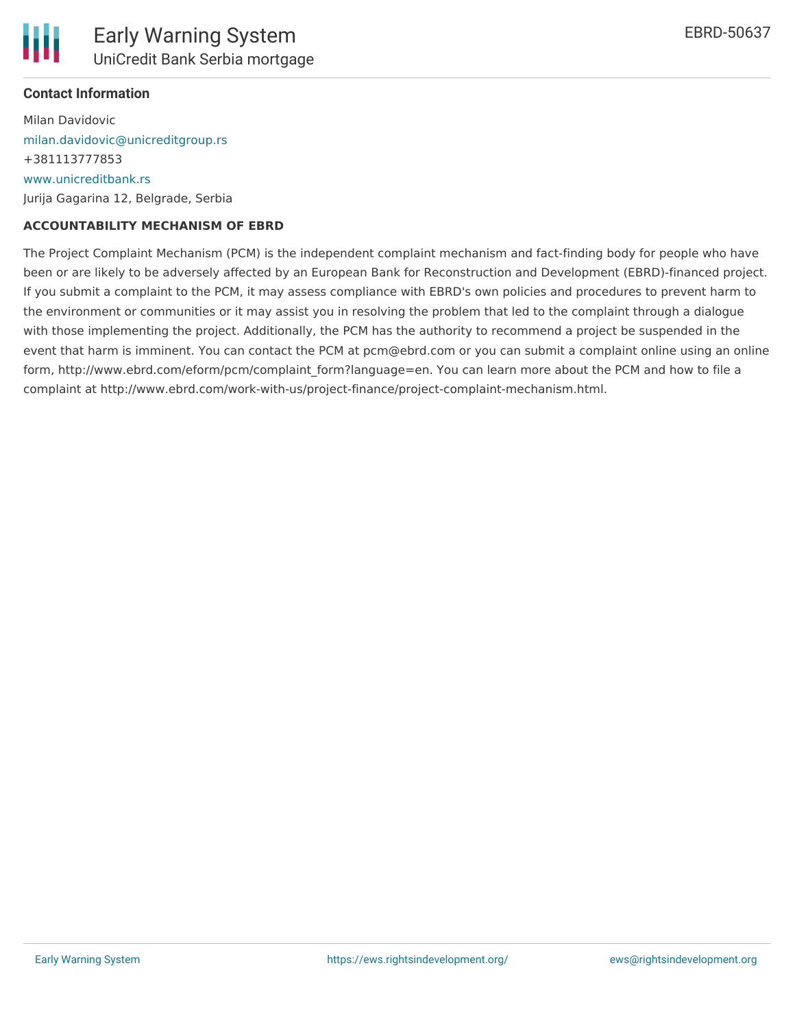**Contact Information**

Milan Davidovic

milan.davidovic@unicreditgroup.rs

+381113777853

www.unicreditbank.rs

Jurija Gagarina 12, Belgrade, Serbia

**ACCOUNTABILITY MECHANISM OF EBRD**

The Project Complaint Mechanism (PCM) is the independent complaint mechanism and fact-finding body for people who have been or are likely to be adversely affected by an European Bank for Reconstruction and Development (EBRD)-financed project. If you submit a complaint to the PCM, it may assess compliance with EBRD's own policies and procedures to prevent harm to the environment or communities or it may assist you in resolving the problem that led to the complaint through a dialogue with those implementing the project. Additionally, the PCM has the authority to recommend a project be suspended in the event that harm is imminent. You can contact the PCM at pcm@ebrd.com or you can submit a complaint online using an online form, http://www.ebrd.com/eform/pcm/complaint_form?language=en. You can learn more about the PCM and how to file a complaint at http://www.ebrd.com/work-with-us/project-finance/project-complaint-mechanism.html.